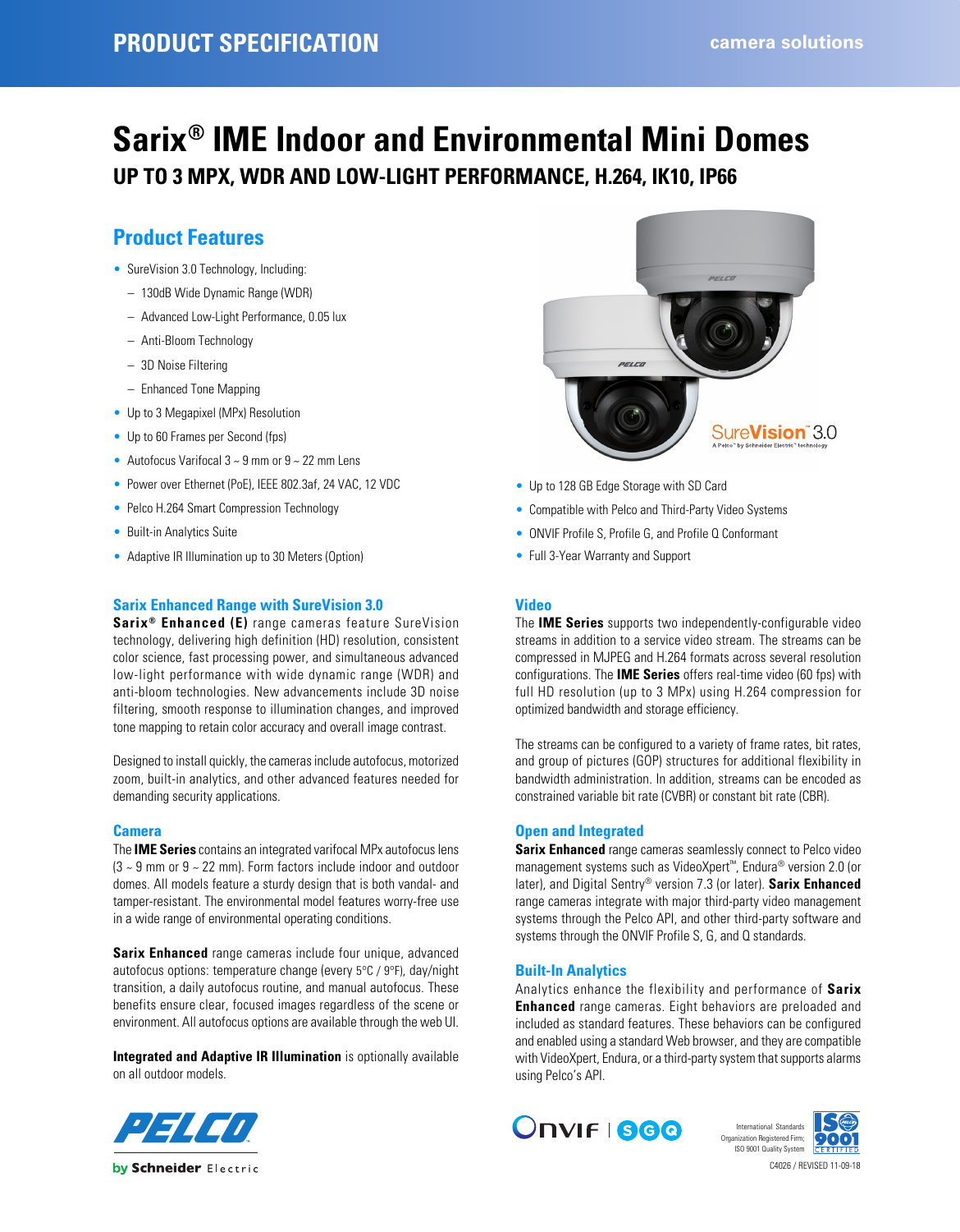PRODUCT SPECIFICATION

camera solutions

# Sarix® IME Indoor and Environmental Mini Domes

## UP TO 3 MPX, WDR AND LOW-LIGHT PERFORMANCE, H.264, IK10, IP66

## Product Features

- SureVision 3.0 Technology, Including:
  - 130dB Wide Dynamic Range (WDR)
  - Advanced Low-Light Performance, 0.05 lux
  - Anti-Bloom Technology
  - 3D Noise Filtering
  - Enhanced Tone Mapping
- Up to 3 Megapixel (MPx) Resolution
- Up to 60 Frames per Second (fps)
- Autofocus Varifocal 3 ~ 9 mm or 9 ~ 22 mm Lens
- Power over Ethernet (PoE), IEEE 802.3af, 24 VAC, 12 VDC
- Pelco H.264 Smart Compression Technology
- Built-in Analytics Suite
- Adaptive IR Illumination up to 30 Meters (Option)
- Up to 128 GB Edge Storage with SD Card
- Compatible with Pelco and Third-Party Video Systems
- ONVIF Profile S, Profile G, and Profile Q Conformant
- Full 3-Year Warranty and Support

### Sarix Enhanced Range with SureVision 3.0

**Sarix® Enhanced (E)** range cameras feature SureVision technology, delivering high definition (HD) resolution, consistent color science, fast processing power, and simultaneous advanced low-light performance with wide dynamic range (WDR) and anti-bloom technologies. New advancements include 3D noise filtering, smooth response to illumination changes, and improved tone mapping to retain color accuracy and overall image contrast.

Designed to install quickly, the cameras include autofocus, motorized zoom, built-in analytics, and other advanced features needed for demanding security applications.

### Camera

The **IME Series** contains an integrated varifocal MPx autofocus lens (3 ~ 9 mm or 9 ~ 22 mm). Form factors include indoor and outdoor domes. All models feature a sturdy design that is both vandal- and tamper-resistant. The environmental model features worry-free use in a wide range of environmental operating conditions.

**Sarix Enhanced** range cameras include four unique, advanced autofocus options: temperature change (every 5°C / 9°F), day/night transition, a daily autofocus routine, and manual autofocus. These benefits ensure clear, focused images regardless of the scene or environment. All autofocus options are available through the web UI.

**Integrated and Adaptive IR Illumination** is optionally available on all outdoor models.

### Video

The **IME Series** supports two independently-configurable video streams in addition to a service video stream. The streams can be compressed in MJPEG and H.264 formats across several resolution configurations. The **IME Series** offers real-time video (60 fps) with full HD resolution (up to 3 MPx) using H.264 compression for optimized bandwidth and storage efficiency.

The streams can be configured to a variety of frame rates, bit rates, and group of pictures (GOP) structures for additional flexibility in bandwidth administration. In addition, streams can be encoded as constrained variable bit rate (CVBR) or constant bit rate (CBR).

### Open and Integrated

**Sarix Enhanced** range cameras seamlessly connect to Pelco video management systems such as VideoXpert™, Endura® version 2.0 (or later), and Digital Sentry® version 7.3 (or later). **Sarix Enhanced** range cameras integrate with major third-party video management systems through the Pelco API, and other third-party software and systems through the ONVIF Profile S, G, and Q standards.

### Built-In Analytics

Analytics enhance the flexibility and performance of **Sarix Enhanced** range cameras. Eight behaviors are preloaded and included as standard features. These behaviors can be configured and enabled using a standard Web browser, and they are compatible with VideoXpert, Endura, or a third-party system that supports alarms using Pelco's API.

International Standards Organization Registered Firm; ISO 9001 Quality System

C4026 / REVISED 11-09-18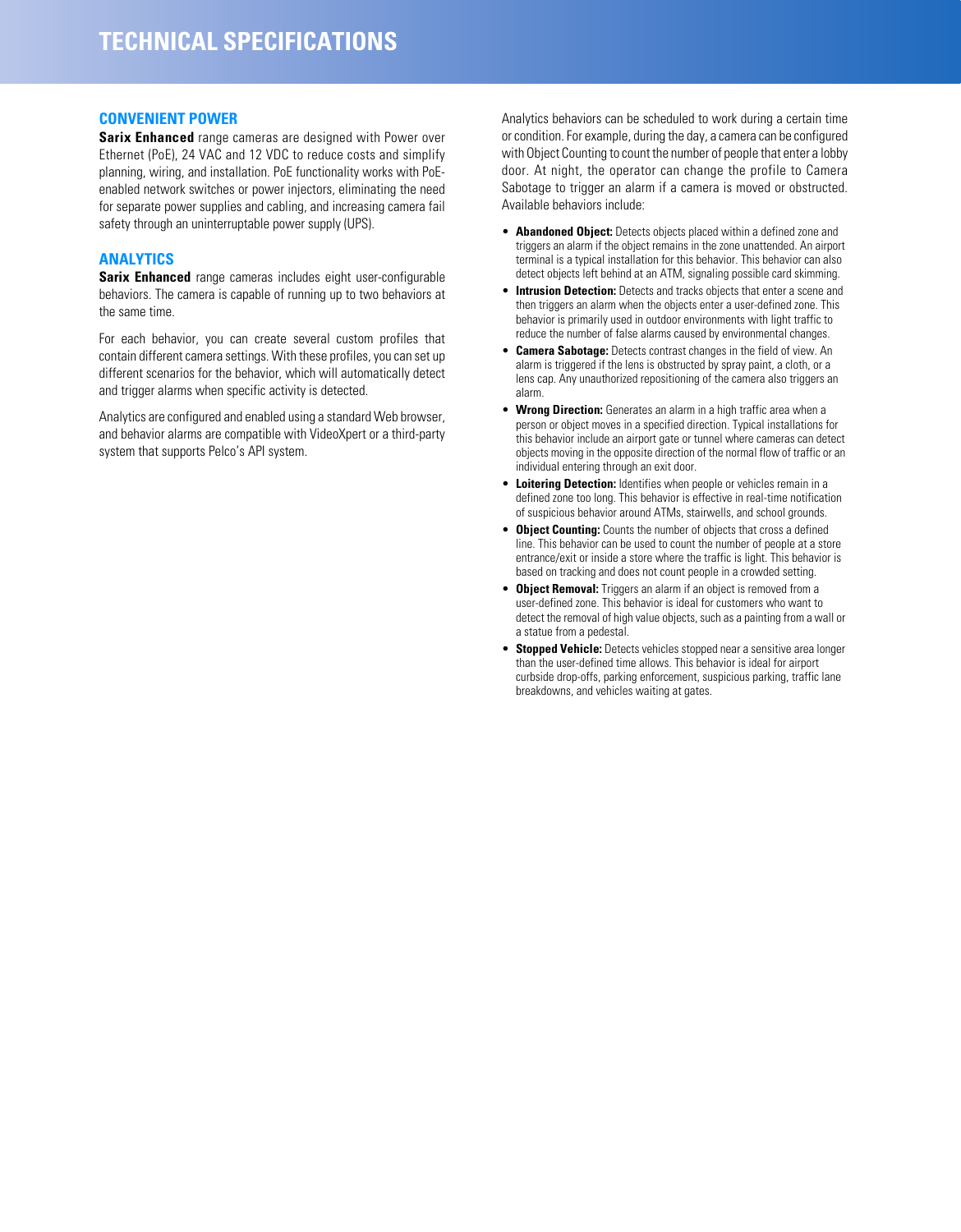# TECHNICAL SPECIFICATIONS

## CONVENIENT POWER

**Sarix Enhanced** range cameras are designed with Power over Ethernet (PoE), 24 VAC and 12 VDC to reduce costs and simplify planning, wiring, and installation. PoE functionality works with PoE-enabled network switches or power injectors, eliminating the need for separate power supplies and cabling, and increasing camera fail safety through an uninterruptable power supply (UPS).

## ANALYTICS

**Sarix Enhanced** range cameras includes eight user-configurable behaviors. The camera is capable of running up to two behaviors at the same time.

For each behavior, you can create several custom profiles that contain different camera settings. With these profiles, you can set up different scenarios for the behavior, which will automatically detect and trigger alarms when specific activity is detected.

Analytics are configured and enabled using a standard Web browser, and behavior alarms are compatible with VideoXpert or a third-party system that supports Pelco's API system.

Analytics behaviors can be scheduled to work during a certain time or condition. For example, during the day, a camera can be configured with Object Counting to count the number of people that enter a lobby door. At night, the operator can change the profile to Camera Sabotage to trigger an alarm if a camera is moved or obstructed. Available behaviors include:

- **Abandoned Object:** Detects objects placed within a defined zone and triggers an alarm if the object remains in the zone unattended. An airport terminal is a typical installation for this behavior. This behavior can also detect objects left behind at an ATM, signaling possible card skimming.
- **Intrusion Detection:** Detects and tracks objects that enter a scene and then triggers an alarm when the objects enter a user-defined zone. This behavior is primarily used in outdoor environments with light traffic to reduce the number of false alarms caused by environmental changes.
- **Camera Sabotage:** Detects contrast changes in the field of view. An alarm is triggered if the lens is obstructed by spray paint, a cloth, or a lens cap. Any unauthorized repositioning of the camera also triggers an alarm.
- **Wrong Direction:** Generates an alarm in a high traffic area when a person or object moves in a specified direction. Typical installations for this behavior include an airport gate or tunnel where cameras can detect objects moving in the opposite direction of the normal flow of traffic or an individual entering through an exit door.
- **Loitering Detection:** Identifies when people or vehicles remain in a defined zone too long. This behavior is effective in real-time notification of suspicious behavior around ATMs, stairwells, and school grounds.
- **Object Counting:** Counts the number of objects that cross a defined line. This behavior can be used to count the number of people at a store entrance/exit or inside a store where the traffic is light. This behavior is based on tracking and does not count people in a crowded setting.
- **Object Removal:** Triggers an alarm if an object is removed from a user-defined zone. This behavior is ideal for customers who want to detect the removal of high value objects, such as a painting from a wall or a statue from a pedestal.
- **Stopped Vehicle:** Detects vehicles stopped near a sensitive area longer than the user-defined time allows. This behavior is ideal for airport curbside drop-offs, parking enforcement, suspicious parking, traffic lane breakdowns, and vehicles waiting at gates.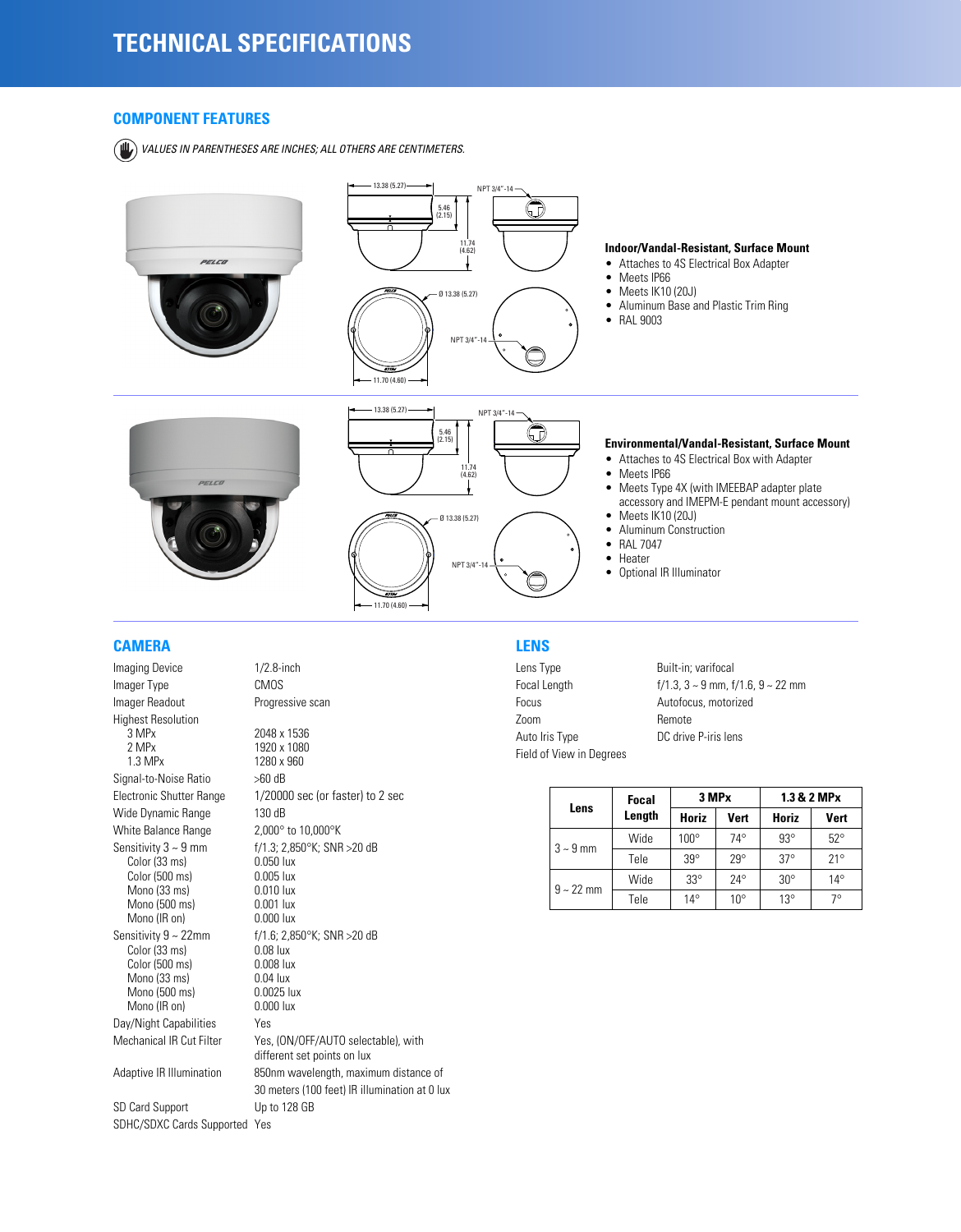# TECHNICAL SPECIFICATIONS

## COMPONENT FEATURES

*VALUES IN PARENTHESES ARE INCHES; ALL OTHERS ARE CENTIMETERS.*

### Indoor/Vandal-Resistant, Surface Mount

- Attaches to 4S Electrical Box Adapter
- Meets IP66
- Meets IK10 (20J)
- Aluminum Base and Plastic Trim Ring
- RAL 9003

### Environmental/Vandal-Resistant, Surface Mount

- Attaches to 4S Electrical Box with Adapter
- Meets IP66
- Meets Type 4X (with IMEEBAP adapter plate accessory and IMEPM-E pendant mount accessory)
- Meets IK10 (20J)
- Aluminum Construction
- RAL 7047
- Heater
- Optional IR Illuminator

## CAMERA

| | |
|---|---|
| Imaging Device | 1/2.8-inch |
| Imager Type | CMOS |
| Imager Readout | Progressive scan |
| Highest Resolution | |
| 3 MPx | 2048 x 1536 |
| 2 MPx | 1920 x 1080 |
| 1.3 MPx | 1280 x 960 |
| Signal-to-Noise Ratio | >60 dB |
| Electronic Shutter Range | 1/20000 sec (or faster) to 2 sec |
| Wide Dynamic Range | 130 dB |
| White Balance Range | 2,000°K to 10,000°K |
| Sensitivity 3 ~ 9 mm | f/1.3; 2,850°K; SNR >20 dB |
| Color (33 ms) | 0.050 lux |
| Color (500 ms) | 0.005 lux |
| Mono (33 ms) | 0.010 lux |
| Mono (500 ms) | 0.001 lux |
| Mono (IR on) | 0.000 lux |
| Sensitivity 9 ~ 22mm | f/1.6; 2,850°K; SNR >20 dB |
| Color (33 ms) | 0.08 lux |
| Color (500 ms) | 0.008 lux |
| Mono (33 ms) | 0.04 lux |
| Mono (500 ms) | 0.0025 lux |
| Mono (IR on) | 0.000 lux |
| Day/Night Capabilities | Yes |
| Mechanical IR Cut Filter | Yes, (ON/OFF/AUTO selectable), with different set points on lux |
| Adaptive IR Illumination | 850nm wavelength, maximum distance of 30 meters (100 feet) IR illumination at 0 lux |
| SD Card Support | Up to 128 GB |
| SDHC/SDXC Cards Supported | Yes |

## LENS

| | |
|---|---|
| Lens Type | Built-in; varifocal |
| Focal Length | f/1.3, 3 ~ 9 mm, f/1.6, 9 ~ 22 mm |
| Focus | Autofocus, motorized |
| Zoom | Remote |
| Auto Iris Type | DC drive P-iris lens |
| Field of View in Degrees | |

| Lens | Focal Length | 3 MPx | | 1.3 & 2 MPx | |
|---|---|---|---|---|---|
| | | Horiz | Vert | Horiz | Vert |
| 3 ~ 9 mm | Wide | 100° | 74° | 93° | 52° |
| | Tele | 39° | 29° | 37° | 21° |
| 9 ~ 22 mm | Wide | 33° | 24° | 30° | 14° |
| | Tele | 14° | 10° | 13° | 7° |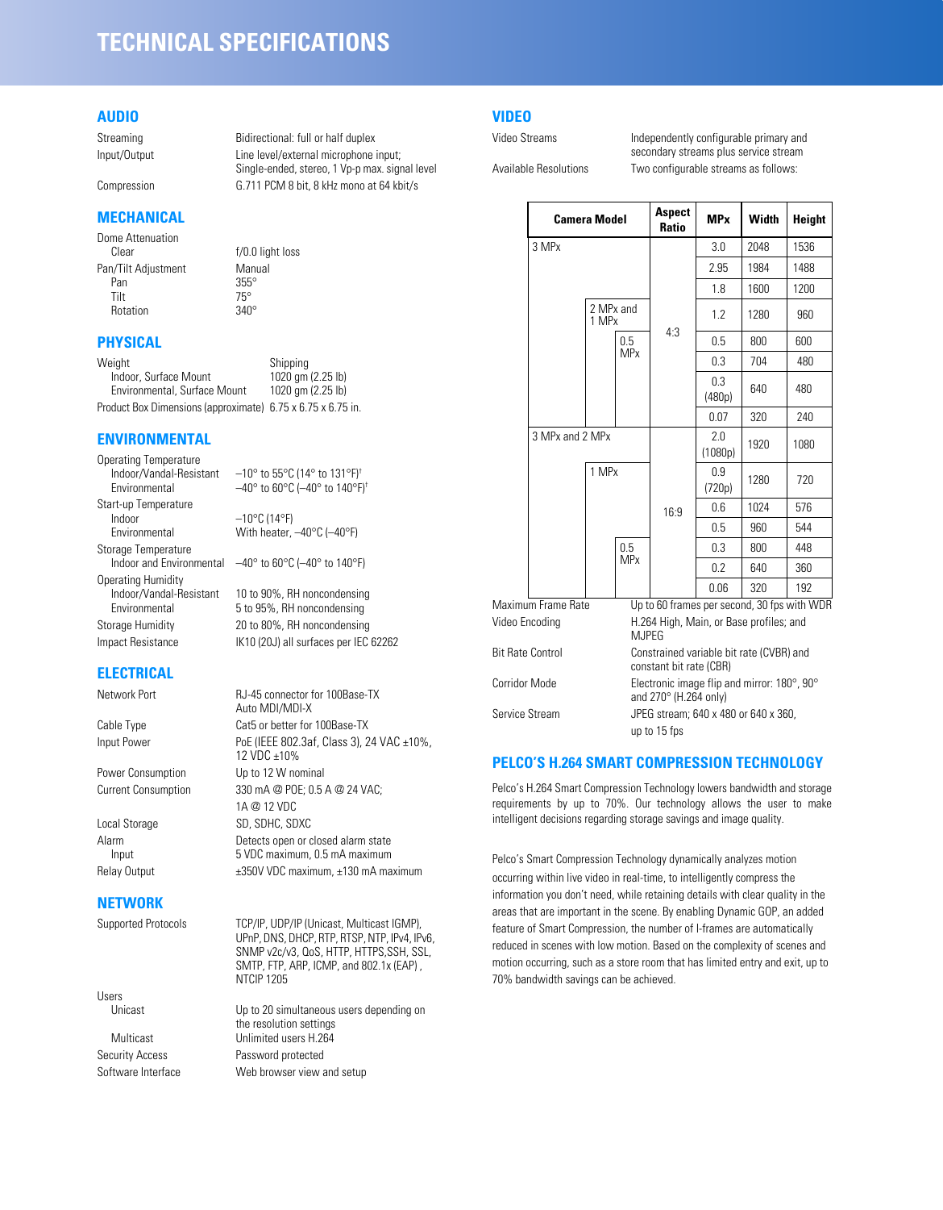# TECHNICAL SPECIFICATIONS

## AUDIO

| | |
|---|---|
| Streaming | Bidirectional: full or half duplex |
| Input/Output | Line level/external microphone input; Single-ended, stereo, 1 Vp-p max. signal level |
| Compression | G.711 PCM 8 bit, 8 kHz mono at 64 kbit/s |

## MECHANICAL

| | |
|---|---|
| Dome Attenuation | |
| Clear | f/0.0 light loss |
| Pan/Tilt Adjustment | Manual |
| Pan | 355° |
| Tilt | 75° |
| Rotation | 340° |

## PHYSICAL

| Weight | Shipping |
|---|---|
| Indoor, Surface Mount | 1020 gm (2.25 lb) |
| Environmental, Surface Mount | 1020 gm (2.25 lb) |
| Product Box Dimensions (approximate) | 6.75 x 6.75 x 6.75 in. |

## ENVIRONMENTAL

| | |
|---|---|
| Operating Temperature | |
| Indoor/Vandal-Resistant | –10° to 55°C (14° to 131°F)† |
| Environmental | –40° to 60°C (–40° to 140°F)† |
| Start-up Temperature | |
| Indoor | –10°C (14°F) |
| Environmental | With heater, –40°C (–40°F) |
| Storage Temperature | |
| Indoor and Environmental | –40° to 60°C (–40° to 140°F) |
| Operating Humidity | |
| Indoor/Vandal-Resistant | 10 to 90%, RH noncondensing |
| Environmental | 5 to 95%, RH noncondensing |
| Storage Humidity | 20 to 80%, RH noncondensing |
| Impact Resistance | IK10 (20J) all surfaces per IEC 62262 |

## ELECTRICAL

| | |
|---|---|
| Network Port | RJ-45 connector for 100Base-TX Auto MDI/MDI-X |
| Cable Type | Cat5 or better for 100Base-TX |
| Input Power | PoE (IEEE 802.3af, Class 3), 24 VAC ±10%, 12 VDC ±10% |
| Power Consumption | Up to 12 W nominal |
| Current Consumption | 330 mA @ POE; 0.5 A @ 24 VAC; 1A @ 12 VDC |
| Local Storage | SD, SDHC, SDXC |
| Alarm | Detects open or closed alarm state |
| Input | 5 VDC maximum, 0.5 mA maximum |
| Relay Output | ±350V VDC maximum, ±130 mA maximum |

## NETWORK

| | |
|---|---|
| Supported Protocols | TCP/IP, UDP/IP (Unicast, Multicast IGMP), UPnP, DNS, DHCP, RTP, RTSP, NTP, IPv4, IPv6, SNMP v2c/v3, QoS, HTTP, HTTPS,SSH, SSL, SMTP, FTP, ARP, ICMP, and 802.1x (EAP) , NTCIP 1205 |
| Users | |
| Unicast | Up to 20 simultaneous users depending on the resolution settings |
| Multicast | Unlimited users H.264 |
| Security Access | Password protected |
| Software Interface | Web browser view and setup |

## VIDEO

| | |
|---|---|
| Video Streams | Independently configurable primary and secondary streams plus service stream |
| Available Resolutions | Two configurable streams as follows: |

| Camera Model | | | Aspect Ratio | MPx | Width | Height |
|---|---|---|---|---|---|---|
| 3 MPx | | | 4:3 | 3.0 | 2048 | 1536 |
| | | | | 2.95 | 1984 | 1488 |
| | | | | 1.8 | 1600 | 1200 |
| | 2 MPx and 1 MPx | | | 1.2 | 1280 | 960 |
| | | 0.5 MPx | | 0.5 | 800 | 600 |
| | | | | 0.3 | 704 | 480 |
| | | | | 0.3 (480p) | 640 | 480 |
| | | | | 0.07 | 320 | 240 |
| 3 MPx and 2 MPx | | | 16:9 | 2.0 (1080p) | 1920 | 1080 |
| | 1 MPx | | | 0.9 (720p) | 1280 | 720 |
| | | | | 0.6 | 1024 | 576 |
| | | | | 0.5 | 960 | 544 |
| | | 0.5 MPx | | 0.3 | 800 | 448 |
| | | | | 0.2 | 640 | 360 |
| | | | | 0.06 | 320 | 192 |

| | |
|---|---|
| Maximum Frame Rate | Up to 60 frames per second, 30 fps with WDR |
| Video Encoding | H.264 High, Main, or Base profiles; and MJPEG |
| Bit Rate Control | Constrained variable bit rate (CVBR) and constant bit rate (CBR) |
| Corridor Mode | Electronic image flip and mirror: 180°, 90° and 270° (H.264 only) |
| Service Stream | JPEG stream; 640 x 480 or 640 x 360, up to 15 fps |

## PELCO'S H.264 SMART COMPRESSION TECHNOLOGY

Pelco's H.264 Smart Compression Technology lowers bandwidth and storage requirements by up to 70%. Our technology allows the user to make intelligent decisions regarding storage savings and image quality.

Pelco's Smart Compression Technology dynamically analyzes motion occurring within live video in real-time, to intelligently compress the information you don't need, while retaining details with clear quality in the areas that are important in the scene. By enabling Dynamic GOP, an added feature of Smart Compression, the number of I-frames are automatically reduced in scenes with low motion. Based on the complexity of scenes and motion occurring, such as a store room that has limited entry and exit, up to 70% bandwidth savings can be achieved.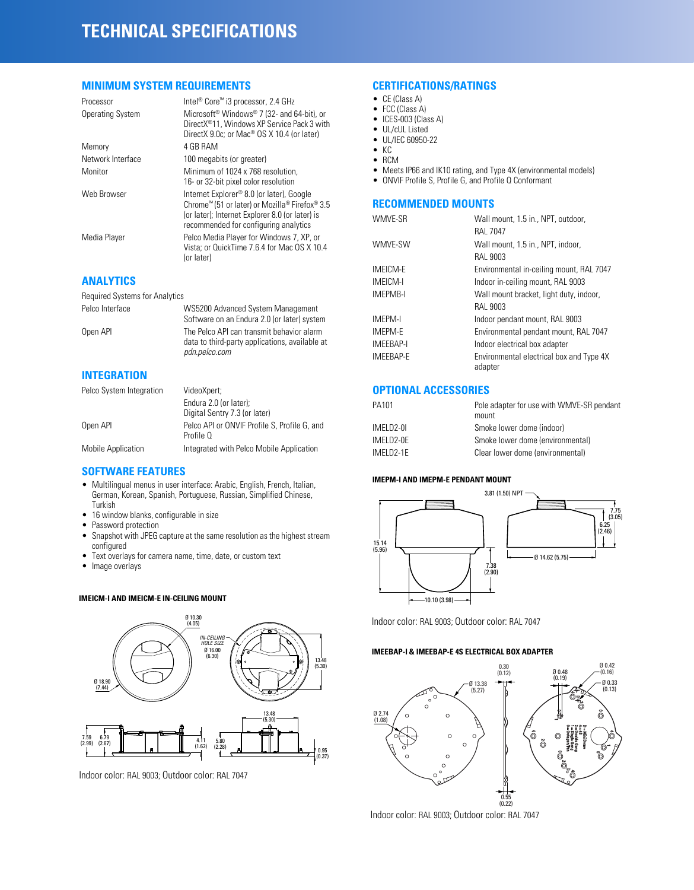# TECHNICAL SPECIFICATIONS

## MINIMUM SYSTEM REQUIREMENTS

| | |
|---|---|
| Processor | Intel® Core™ i3 processor, 2.4 GHz |
| Operating System | Microsoft® Windows® 7 (32- and 64-bit), or DirectX®11, Windows XP Service Pack 3 with DirectX 9.0c; or Mac® OS X 10.4 (or later) |
| Memory | 4 GB RAM |
| Network Interface | 100 megabits (or greater) |
| Monitor | Minimum of 1024 x 768 resolution, 16- or 32-bit pixel color resolution |
| Web Browser | Internet Explorer® 8.0 (or later), Google Chrome™ (51 or later) or Mozilla® Firefox® 3.5 (or later); Internet Explorer 8.0 (or later) is recommended for configuring analytics |
| Media Player | Pelco Media Player for Windows 7, XP, or Vista; or QuickTime 7.6.4 for Mac OS X 10.4 (or later) |

## ANALYTICS

Required Systems for Analytics

| | |
|---|---|
| Pelco Interface | WS5200 Advanced System Management Software on an Endura 2.0 (or later) system |
| Open API | The Pelco API can transmit behavior alarm data to third-party applications, available at *pdn.pelco.com* |

## INTEGRATION

| | |
|---|---|
| Pelco System Integration | VideoXpert; Endura 2.0 (or later); Digital Sentry 7.3 (or later) |
| Open API | Pelco API or ONVIF Profile S, Profile G, and Profile Q |
| Mobile Application | Integrated with Pelco Mobile Application |

## SOFTWARE FEATURES

- Multilingual menus in user interface: Arabic, English, French, Italian, German, Korean, Spanish, Portuguese, Russian, Simplified Chinese, Turkish
- 16 window blanks, configurable in size
- Password protection
- Snapshot with JPEG capture at the same resolution as the highest stream configured
- Text overlays for camera name, time, date, or custom text
- Image overlays

### IMEICM-I AND IMEICM-E IN-CEILING MOUNT

Indoor color: RAL 9003; Outdoor color: RAL 7047

## CERTIFICATIONS/RATINGS

- CE (Class A)
- FCC (Class A)
- ICES-003 (Class A)
- UL/cUL Listed
- UL/IEC 60950-22
- KC
- RCM
- Meets IP66 and IK10 rating, and Type 4X (environmental models)
- ONVIF Profile S, Profile G, and Profile Q Conformant

## RECOMMENDED MOUNTS

| | |
|---|---|
| WMVE-SR | Wall mount, 1.5 in., NPT, outdoor, RAL 7047 |
| WMVE-SW | Wall mount, 1.5 in., NPT, indoor, RAL 9003 |
| IMEICM-E | Environmental in-ceiling mount, RAL 7047 |
| IMEICM-I | Indoor in-ceiling mount, RAL 9003 |
| IMEPMB-I | Wall mount bracket, light duty, indoor, RAL 9003 |
| IMEPM-I | Indoor pendant mount, RAL 9003 |
| IMEPM-E | Environmental pendant mount, RAL 7047 |
| IMEEBAP-I | Indoor electrical box adapter |
| IMEEBAP-E | Environmental electrical box and Type 4X adapter |

## OPTIONAL ACCESSORIES

| | |
|---|---|
| PA101 | Pole adapter for use with WMVE-SR pendant mount |
| IMELD2-0I | Smoke lower dome (indoor) |
| IMELD2-0E | Smoke lower dome (environmental) |
| IMELD2-1E | Clear lower dome (environmental) |

### IMEPM-I AND IMEPM-E PENDANT MOUNT

Indoor color: RAL 9003; Outdoor color: RAL 7047

### IMEEBAP-I & IMEEBAP-E 4S ELECTRICAL BOX ADAPTER

Indoor color: RAL 9003; Outdoor color: RAL 7047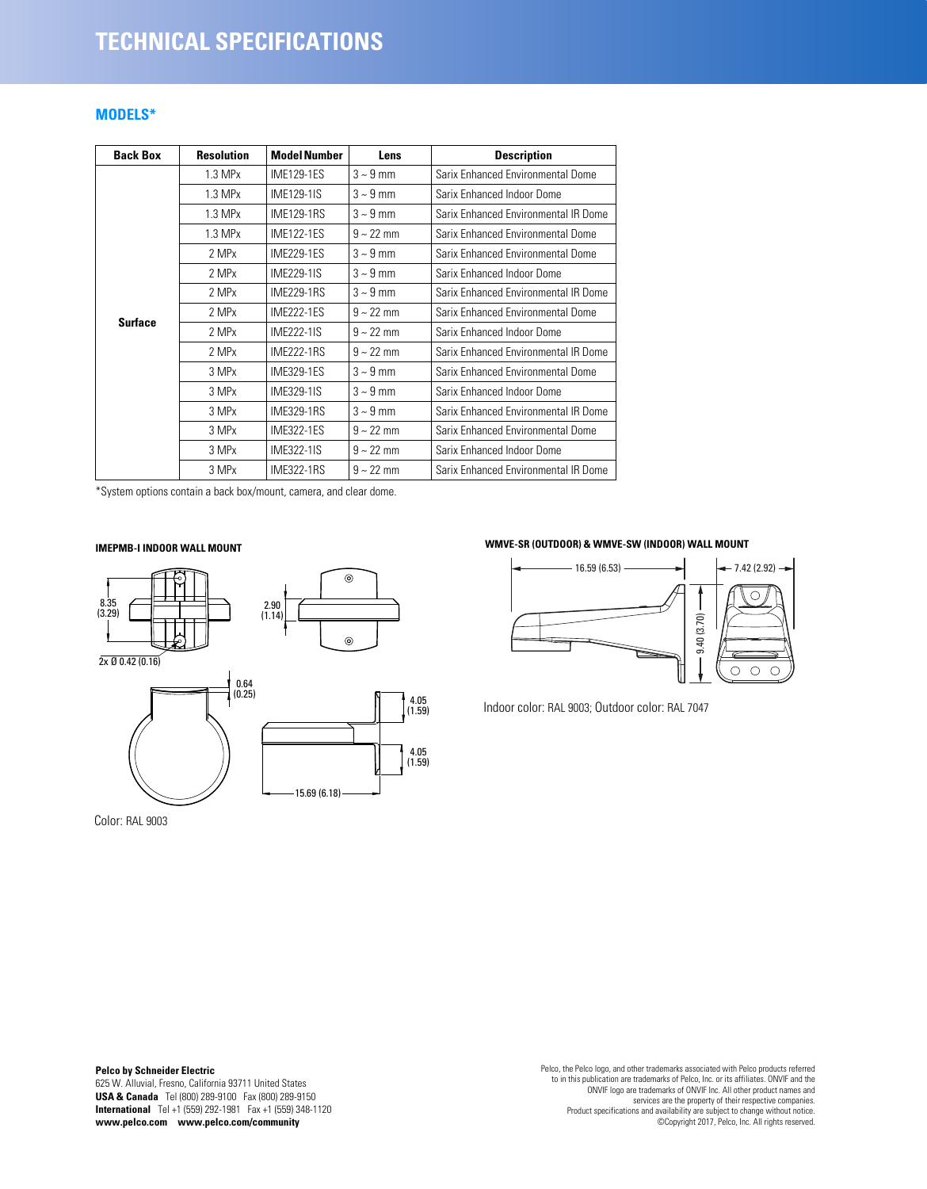# TECHNICAL SPECIFICATIONS

## MODELS*

| Back Box | Resolution | Model Number | Lens | Description |
|---|---|---|---|---|
| Surface | 1.3 MPx | IME129-1ES | 3 ~ 9 mm | Sarix Enhanced Environmental Dome |
| | 1.3 MPx | IME129-1IS | 3 ~ 9 mm | Sarix Enhanced Indoor Dome |
| | 1.3 MPx | IME129-1RS | 3 ~ 9 mm | Sarix Enhanced Environmental IR Dome |
| | 1.3 MPx | IME122-1ES | 9 ~ 22 mm | Sarix Enhanced Environmental Dome |
| | 2 MPx | IME229-1ES | 3 ~ 9 mm | Sarix Enhanced Environmental Dome |
| | 2 MPx | IME229-1IS | 3 ~ 9 mm | Sarix Enhanced Indoor Dome |
| | 2 MPx | IME229-1RS | 3 ~ 9 mm | Sarix Enhanced Environmental IR Dome |
| | 2 MPx | IME222-1ES | 9 ~ 22 mm | Sarix Enhanced Environmental Dome |
| | 2 MPx | IME222-1IS | 9 ~ 22 mm | Sarix Enhanced Indoor Dome |
| | 2 MPx | IME222-1RS | 9 ~ 22 mm | Sarix Enhanced Environmental IR Dome |
| | 3 MPx | IME329-1ES | 3 ~ 9 mm | Sarix Enhanced Environmental Dome |
| | 3 MPx | IME329-1IS | 3 ~ 9 mm | Sarix Enhanced Indoor Dome |
| | 3 MPx | IME329-1RS | 3 ~ 9 mm | Sarix Enhanced Environmental IR Dome |
| | 3 MPx | IME322-1ES | 9 ~ 22 mm | Sarix Enhanced Environmental Dome |
| | 3 MPx | IME322-1IS | 9 ~ 22 mm | Sarix Enhanced Indoor Dome |
| | 3 MPx | IME322-1RS | 9 ~ 22 mm | Sarix Enhanced Environmental IR Dome |

*System options contain a back box/mount, camera, and clear dome.

### IMEPMB-I INDOOR WALL MOUNT

8.35 (3.29)

2.90 (1.14)

2x Ø 0.42 (0.16)

0.64 (0.25)

4.05 (1.59)

4.05 (1.59)

15.69 (6.18)

Color: RAL 9003

### WMVE-SR (OUTDOOR) & WMVE-SW (INDOOR) WALL MOUNT

16.59 (6.53)

7.42 (2.92)

9.40 (3.70)

Indoor color: RAL 9003; Outdoor color: RAL 7047

**Pelco by Schneider Electric**
625 W. Alluvial, Fresno, California 93711 United States
**USA & Canada** Tel (800) 289-9100 Fax (800) 289-9150
**International** Tel +1 (559) 292-1981 Fax +1 (559) 348-1120
**www.pelco.com www.pelco.com/community**

Pelco, the Pelco logo, and other trademarks associated with Pelco products referred to in this publication are trademarks of Pelco, Inc. or its affiliates. ONVIF and the ONVIF logo are trademarks of ONVIF Inc. All other product names and services are the property of their respective companies.
Product specifications and availability are subject to change without notice.
©Copyright 2017, Pelco, Inc. All rights reserved.